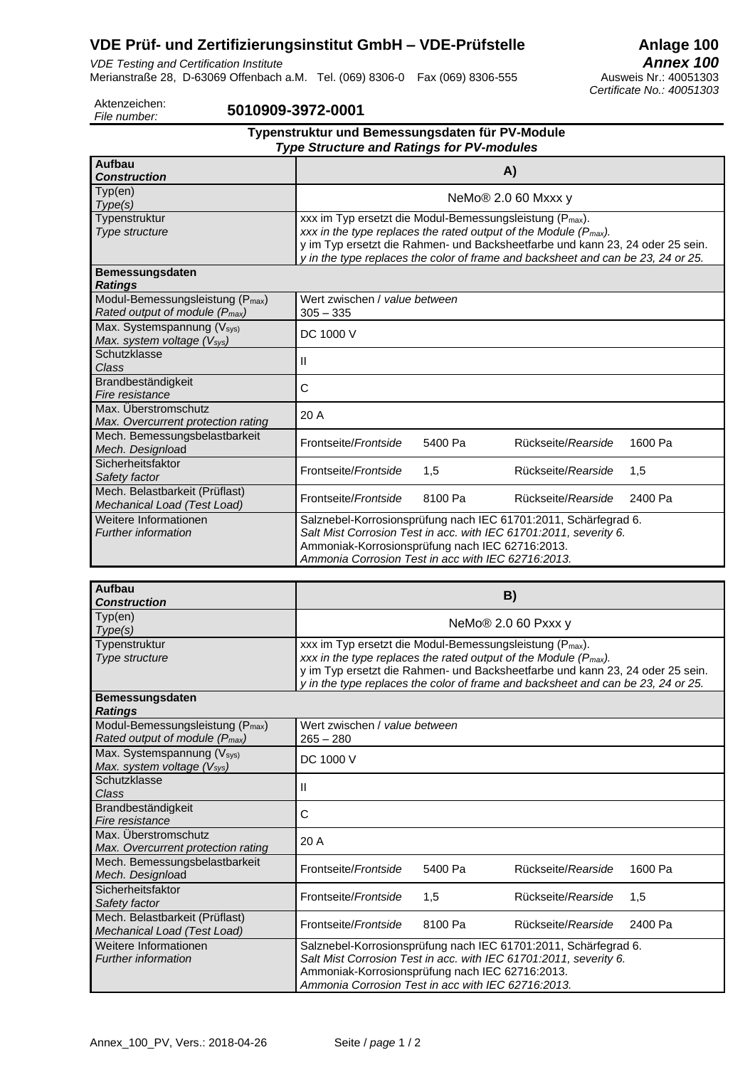# VDE Prüf- und Zertifizierungsinstitut GmbH – VDE-Prüfstelle

*VDE Testing and Certification Institute*
Merianstraße 28, D-63069 Offenbach a.M. Tel. (069) 8306-0 Fax (069) 8306-555

**Anlage 100**
***Annex 100***
Ausweis Nr.: 40051303
*Certificate No.: 40051303*

Aktenzeichen:
*File number:* **5010909-3972-0001**

## Typenstruktur und Bemessungsdaten für PV-Module
### *Type Structure and Ratings for PV-modules*

| **Aufbau** / ***Construction*** | **A)** | | | |
|---|---|---|---|---|
| Typ(en) / *Type(s)* | NeMo® 2.0 60 Mxxx y | | | |
| Typenstruktur / *Type structure* | xxx im Typ ersetzt die Modul-Bemessungsleistung ($P_{max}$).<br>*xxx in the type replaces the rated output of the Module ($P_{max}$).*<br>y im Typ ersetzt die Rahmen- und Backsheetfarbe und kann 23, 24 oder 25 sein.<br>*y in the type replaces the color of frame and backsheet and can be 23, 24 or 25.* | | | |
| **Bemessungsdaten** / ***Ratings*** | | | | |
| Modul-Bemessungsleistung ($P_{max}$) / *Rated output of module ($P_{max}$)* | Wert zwischen / *value between*<br>305 – 335 | | | |
| Max. Systemspannung ($V_{sys}$) / *Max. system voltage ($V_{sys}$)* | DC 1000 V | | | |
| Schutzklasse / *Class* | II | | | |
| Brandbeständigkeit / *Fire resistance* | C | | | |
| Max. Überstromschutz / *Max. Overcurrent protection rating* | 20 A | | | |
| Mech. Bemessungsbelastbarkeit / *Mech. Designload* | Frontseite/*Frontside* | 5400 Pa | Rückseite/*Rearside* | 1600 Pa |
| Sicherheitsfaktor / *Safety factor* | Frontseite/*Frontside* | 1,5 | Rückseite/*Rearside* | 1,5 |
| Mech. Belastbarkeit (Prüflast) / *Mechanical Load (Test Load)* | Frontseite/*Frontside* | 8100 Pa | Rückseite/*Rearside* | 2400 Pa |
| Weitere Informationen / *Further information* | Salznebel-Korrosionsprüfung nach IEC 61701:2011, Schärfegrad 6.<br>*Salt Mist Corrosion Test in acc. with IEC 61701:2011, severity 6.*<br>Ammoniak-Korrosionsprüfung nach IEC 62716:2013.<br>*Ammonia Corrosion Test in acc with IEC 62716:2013.* | | | |

| **Aufbau** / ***Construction*** | **B)** | | | |
|---|---|---|---|---|
| Typ(en) / *Type(s)* | NeMo® 2.0 60 Pxxx y | | | |
| Typenstruktur / *Type structure* | xxx im Typ ersetzt die Modul-Bemessungsleistung ($P_{max}$).<br>*xxx in the type replaces the rated output of the Module ($P_{max}$).*<br>y im Typ ersetzt die Rahmen- und Backsheetfarbe und kann 23, 24 oder 25 sein.<br>*y in the type replaces the color of frame and backsheet and can be 23, 24 or 25.* | | | |
| **Bemessungsdaten** / ***Ratings*** | | | | |
| Modul-Bemessungsleistung ($P_{max}$) / *Rated output of module ($P_{max}$)* | Wert zwischen / *value between*<br>265 – 280 | | | |
| Max. Systemspannung ($V_{sys}$) / *Max. system voltage ($V_{sys}$)* | DC 1000 V | | | |
| Schutzklasse / *Class* | II | | | |
| Brandbeständigkeit / *Fire resistance* | C | | | |
| Max. Überstromschutz / *Max. Overcurrent protection rating* | 20 A | | | |
| Mech. Bemessungsbelastbarkeit / *Mech. Designload* | Frontseite/*Frontside* | 5400 Pa | Rückseite/*Rearside* | 1600 Pa |
| Sicherheitsfaktor / *Safety factor* | Frontseite/*Frontside* | 1,5 | Rückseite/*Rearside* | 1,5 |
| Mech. Belastbarkeit (Prüflast) / *Mechanical Load (Test Load)* | Frontseite/*Frontside* | 8100 Pa | Rückseite/*Rearside* | 2400 Pa |
| Weitere Informationen / *Further information* | Salznebel-Korrosionsprüfung nach IEC 61701:2011, Schärfegrad 6.<br>*Salt Mist Corrosion Test in acc. with IEC 61701:2011, severity 6.*<br>Ammoniak-Korrosionsprüfung nach IEC 62716:2013.<br>*Ammonia Corrosion Test in acc with IEC 62716:2013.* | | | |

Annex_100_PV, Vers.: 2018-04-26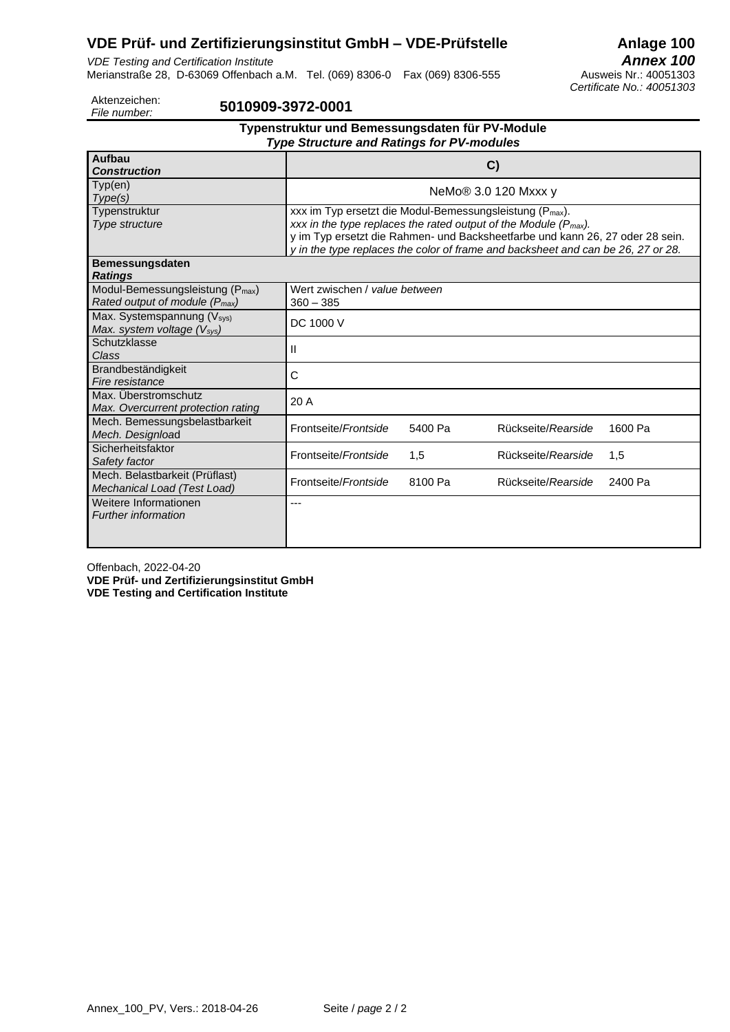# VDE Prüf- und Zertifizierungsinstitut GmbH – VDE-Prüfstelle

**Anlage 100**
***Annex 100***

*VDE Testing and Certification Institute*
Merianstraße 28, D-63069 Offenbach a.M. Tel. (069) 8306-0 Fax (069) 8306-555

Ausweis Nr.: 40051303
*Certificate No.: 40051303*

Aktenzeichen:
*File number:* **5010909-3972-0001**

## Typenstruktur und Bemessungsdaten für PV-Module
### *Type Structure and Ratings for PV-modules*

| **Aufbau**<br>***Construction*** | **C)** | | | |
|---|---|---|---|---|
| Typ(en)<br>*Type(s)* | NeMo® 3.0 120 Mxxx y | | | |
| Typenstruktur<br>*Type structure* | xxx im Typ ersetzt die Modul-Bemessungsleistung ($P_{max}$).<br>*xxx in the type replaces the rated output of the Module ($P_{max}$).*<br>y im Typ ersetzt die Rahmen- und Backsheetfarbe und kann 26, 27 oder 28 sein.<br>*y in the type replaces the color of frame and backsheet and can be 26, 27 or 28.* | | | |
| **Bemessungsdaten**<br>***Ratings*** | | | | |
| Modul-Bemessungsleistung ($P_{max}$)<br>*Rated output of module ($P_{max}$)* | Wert zwischen / *value between*<br>360 – 385 | | | |
| Max. Systemspannung ($V_{sys}$)<br>*Max. system voltage ($V_{sys}$)* | DC 1000 V | | | |
| Schutzklasse<br>*Class* | II | | | |
| Brandbeständigkeit<br>*Fire resistance* | C | | | |
| Max. Überstromschutz<br>*Max. Overcurrent protection rating* | 20 A | | | |
| Mech. Bemessungsbelastbarkeit<br>*Mech. Designload* | Frontseite/*Frontside* | 5400 Pa | Rückseite/*Rearside* | 1600 Pa |
| Sicherheitsfaktor<br>*Safety factor* | Frontseite/*Frontside* | 1,5 | Rückseite/*Rearside* | 1,5 |
| Mech. Belastbarkeit (Prüflast)<br>*Mechanical Load (Test Load)* | Frontseite/*Frontside* | 8100 Pa | Rückseite/*Rearside* | 2400 Pa |
| Weitere Informationen<br>*Further information* | --- | | | |

Offenbach, 2022-04-20
**VDE Prüf- und Zertifizierungsinstitut GmbH**
**VDE Testing and Certification Institute**

Annex_100_PV, Vers.: 2018-04-26